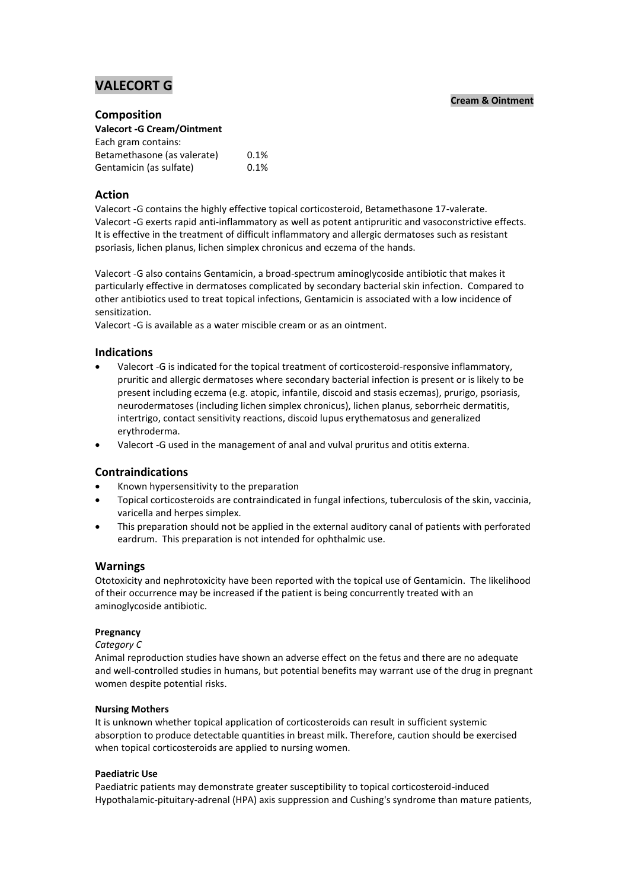# VALECORT G

**Cream & Ointment**

## Composition

**Valecort -G Cream/Ointment**

Each gram contains:

| | |
|---|---|
| Betamethasone (as valerate) | 0.1% |
| Gentamicin (as sulfate) | 0.1% |

## Action

Valecort -G contains the highly effective topical corticosteroid, Betamethasone 17-valerate. Valecort -G exerts rapid anti-inflammatory as well as potent antipruritic and vasoconstrictive effects. It is effective in the treatment of difficult inflammatory and allergic dermatoses such as resistant psoriasis, lichen planus, lichen simplex chronicus and eczema of the hands.

Valecort -G also contains Gentamicin, a broad-spectrum aminoglycoside antibiotic that makes it particularly effective in dermatoses complicated by secondary bacterial skin infection. Compared to other antibiotics used to treat topical infections, Gentamicin is associated with a low incidence of sensitization.

Valecort -G is available as a water miscible cream or as an ointment.

## Indications

- Valecort -G is indicated for the topical treatment of corticosteroid-responsive inflammatory, pruritic and allergic dermatoses where secondary bacterial infection is present or is likely to be present including eczema (e.g. atopic, infantile, discoid and stasis eczemas), prurigo, psoriasis, neurodermatoses (including lichen simplex chronicus), lichen planus, seborrheic dermatitis, intertrigo, contact sensitivity reactions, discoid lupus erythematosus and generalized erythroderma.
- Valecort -G used in the management of anal and vulval pruritus and otitis externa.

## Contraindications

- Known hypersensitivity to the preparation
- Topical corticosteroids are contraindicated in fungal infections, tuberculosis of the skin, vaccinia, varicella and herpes simplex.
- This preparation should not be applied in the external auditory canal of patients with perforated eardrum. This preparation is not intended for ophthalmic use.

## Warnings

Ototoxicity and nephrotoxicity have been reported with the topical use of Gentamicin. The likelihood of their occurrence may be increased if the patient is being concurrently treated with an aminoglycoside antibiotic.

**Pregnancy**

*Category C*

Animal reproduction studies have shown an adverse effect on the fetus and there are no adequate and well-controlled studies in humans, but potential benefits may warrant use of the drug in pregnant women despite potential risks.

**Nursing Mothers**

It is unknown whether topical application of corticosteroids can result in sufficient systemic absorption to produce detectable quantities in breast milk. Therefore, caution should be exercised when topical corticosteroids are applied to nursing women.

**Paediatric Use**

Paediatric patients may demonstrate greater susceptibility to topical corticosteroid-induced Hypothalamic-pituitary-adrenal (HPA) axis suppression and Cushing's syndrome than mature patients,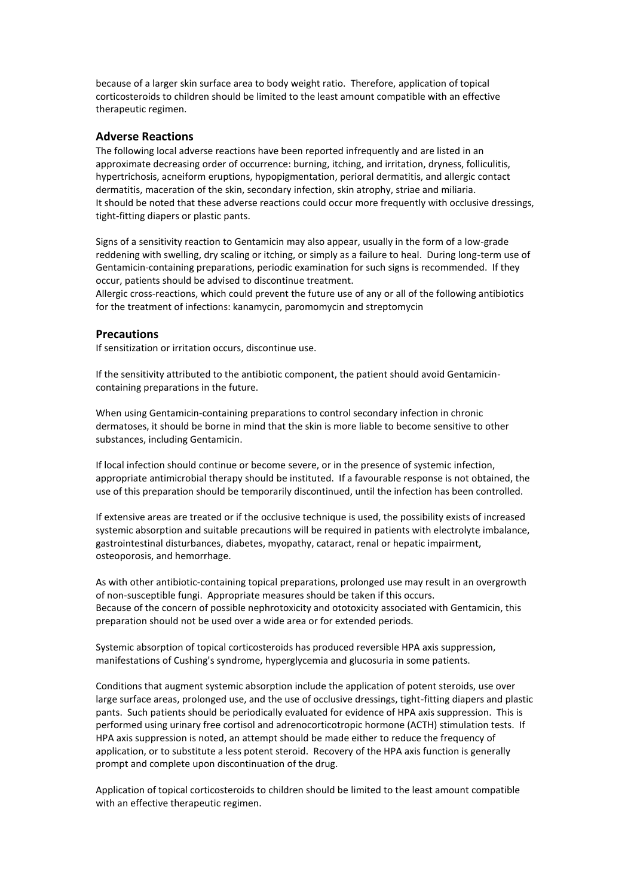because of a larger skin surface area to body weight ratio. Therefore, application of topical corticosteroids to children should be limited to the least amount compatible with an effective therapeutic regimen.

## Adverse Reactions

The following local adverse reactions have been reported infrequently and are listed in an approximate decreasing order of occurrence: burning, itching, and irritation, dryness, folliculitis, hypertrichosis, acneiform eruptions, hypopigmentation, perioral dermatitis, and allergic contact dermatitis, maceration of the skin, secondary infection, skin atrophy, striae and miliaria.
It should be noted that these adverse reactions could occur more frequently with occlusive dressings, tight-fitting diapers or plastic pants.

Signs of a sensitivity reaction to Gentamicin may also appear, usually in the form of a low-grade reddening with swelling, dry scaling or itching, or simply as a failure to heal. During long-term use of Gentamicin-containing preparations, periodic examination for such signs is recommended. If they occur, patients should be advised to discontinue treatment.
Allergic cross-reactions, which could prevent the future use of any or all of the following antibiotics for the treatment of infections: kanamycin, paromomycin and streptomycin

## Precautions

If sensitization or irritation occurs, discontinue use.

If the sensitivity attributed to the antibiotic component, the patient should avoid Gentamicin-containing preparations in the future.

When using Gentamicin-containing preparations to control secondary infection in chronic dermatoses, it should be borne in mind that the skin is more liable to become sensitive to other substances, including Gentamicin.

If local infection should continue or become severe, or in the presence of systemic infection, appropriate antimicrobial therapy should be instituted. If a favourable response is not obtained, the use of this preparation should be temporarily discontinued, until the infection has been controlled.

If extensive areas are treated or if the occlusive technique is used, the possibility exists of increased systemic absorption and suitable precautions will be required in patients with electrolyte imbalance, gastrointestinal disturbances, diabetes, myopathy, cataract, renal or hepatic impairment, osteoporosis, and hemorrhage.

As with other antibiotic-containing topical preparations, prolonged use may result in an overgrowth of non-susceptible fungi. Appropriate measures should be taken if this occurs.
Because of the concern of possible nephrotoxicity and ototoxicity associated with Gentamicin, this preparation should not be used over a wide area or for extended periods.

Systemic absorption of topical corticosteroids has produced reversible HPA axis suppression, manifestations of Cushing's syndrome, hyperglycemia and glucosuria in some patients.

Conditions that augment systemic absorption include the application of potent steroids, use over large surface areas, prolonged use, and the use of occlusive dressings, tight-fitting diapers and plastic pants. Such patients should be periodically evaluated for evidence of HPA axis suppression. This is performed using urinary free cortisol and adrenocorticotropic hormone (ACTH) stimulation tests. If HPA axis suppression is noted, an attempt should be made either to reduce the frequency of application, or to substitute a less potent steroid. Recovery of the HPA axis function is generally prompt and complete upon discontinuation of the drug.

Application of topical corticosteroids to children should be limited to the least amount compatible with an effective therapeutic regimen.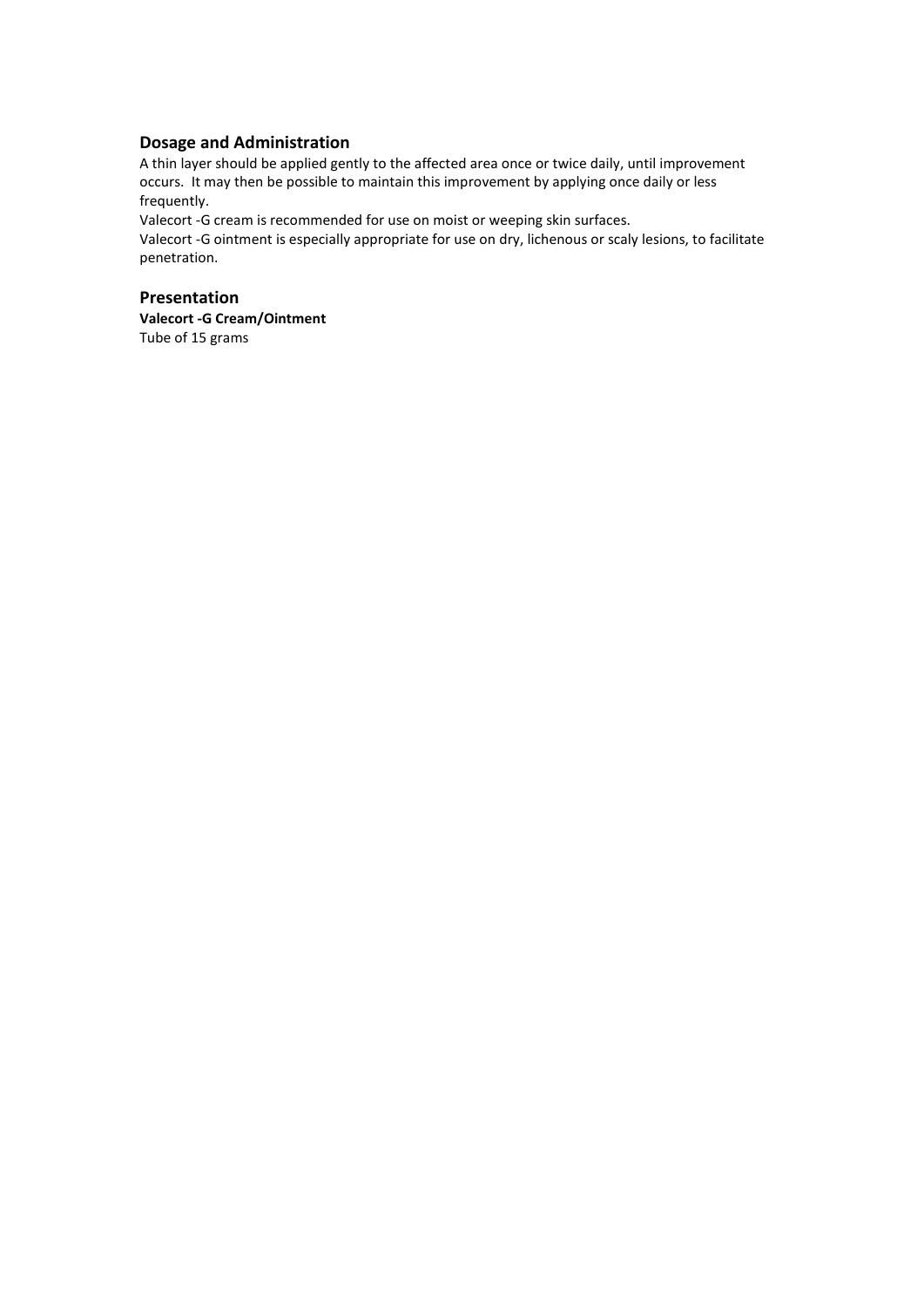## Dosage and Administration

A thin layer should be applied gently to the affected area once or twice daily, until improvement occurs. It may then be possible to maintain this improvement by applying once daily or less frequently.

Valecort -G cream is recommended for use on moist or weeping skin surfaces.

Valecort -G ointment is especially appropriate for use on dry, lichenous or scaly lesions, to facilitate penetration.

## Presentation

**Valecort -G Cream/Ointment**

Tube of 15 grams